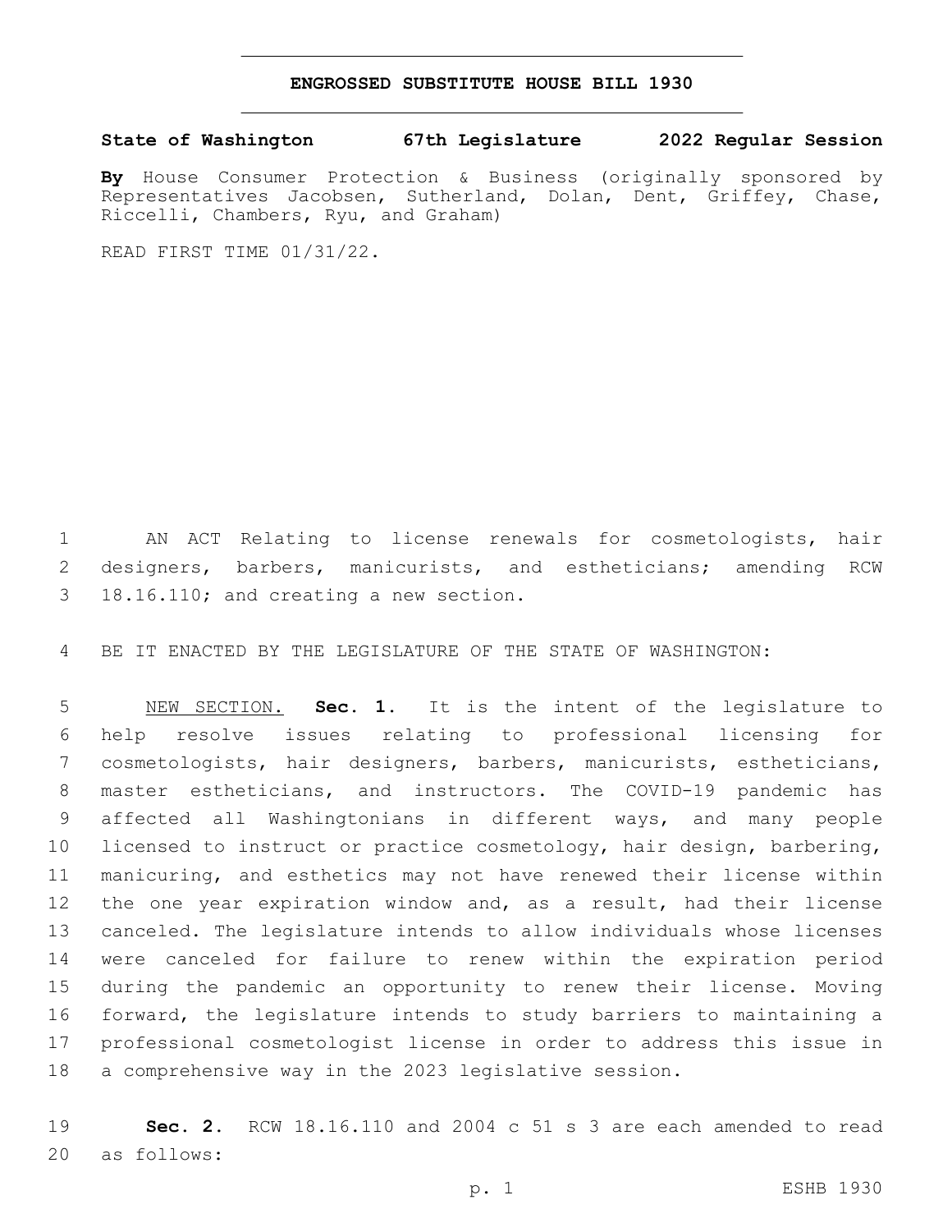# ENGROSSED SUBSTITUTE HOUSE BILL 1930

**State of Washington 67th Legislature 2022 Regular Session**

**By** House Consumer Protection & Business (originally sponsored by Representatives Jacobsen, Sutherland, Dolan, Dent, Griffey, Chase, Riccelli, Chambers, Ryu, and Graham)

READ FIRST TIME 01/31/22.

AN ACT Relating to license renewals for cosmetologists, hair designers, barbers, manicurists, and estheticians; amending RCW 18.16.110; and creating a new section.

BE IT ENACTED BY THE LEGISLATURE OF THE STATE OF WASHINGTON:

NEW SECTION. **Sec. 1.** It is the intent of the legislature to help resolve issues relating to professional licensing for cosmetologists, hair designers, barbers, manicurists, estheticians, master estheticians, and instructors. The COVID-19 pandemic has affected all Washingtonians in different ways, and many people licensed to instruct or practice cosmetology, hair design, barbering, manicuring, and esthetics may not have renewed their license within the one year expiration window and, as a result, had their license canceled. The legislature intends to allow individuals whose licenses were canceled for failure to renew within the expiration period during the pandemic an opportunity to renew their license. Moving forward, the legislature intends to study barriers to maintaining a professional cosmetologist license in order to address this issue in a comprehensive way in the 2023 legislative session.

**Sec. 2.** RCW 18.16.110 and 2004 c 51 s 3 are each amended to read as follows: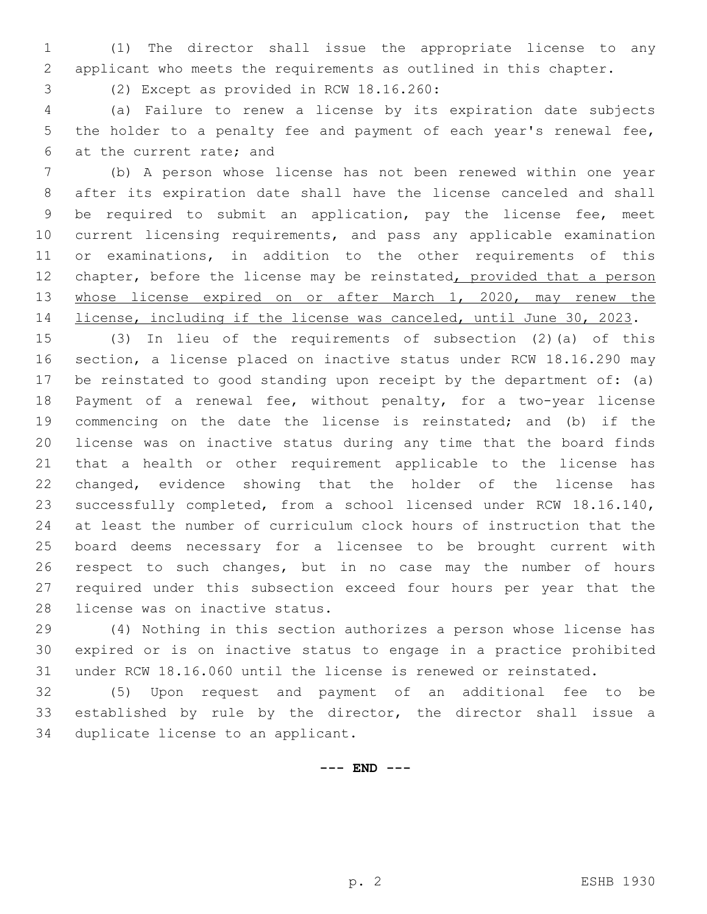(1) The director shall issue the appropriate license to any applicant who meets the requirements as outlined in this chapter.

(2) Except as provided in RCW 18.16.260:

(a) Failure to renew a license by its expiration date subjects the holder to a penalty fee and payment of each year's renewal fee, at the current rate; and

(b) A person whose license has not been renewed within one year after its expiration date shall have the license canceled and shall be required to submit an application, pay the license fee, meet current licensing requirements, and pass any applicable examination or examinations, in addition to the other requirements of this chapter, before the license may be reinstated<u>, provided that a person whose license expired on or after March 1, 2020, may renew the license, including if the license was canceled, until June 30, 2023</u>.

(3) In lieu of the requirements of subsection (2)(a) of this section, a license placed on inactive status under RCW 18.16.290 may be reinstated to good standing upon receipt by the department of: (a) Payment of a renewal fee, without penalty, for a two-year license commencing on the date the license is reinstated; and (b) if the license was on inactive status during any time that the board finds that a health or other requirement applicable to the license has changed, evidence showing that the holder of the license has successfully completed, from a school licensed under RCW 18.16.140, at least the number of curriculum clock hours of instruction that the board deems necessary for a licensee to be brought current with respect to such changes, but in no case may the number of hours required under this subsection exceed four hours per year that the license was on inactive status.

(4) Nothing in this section authorizes a person whose license has expired or is on inactive status to engage in a practice prohibited under RCW 18.16.060 until the license is renewed or reinstated.

(5) Upon request and payment of an additional fee to be established by rule by the director, the director shall issue a duplicate license to an applicant.

**--- END ---**